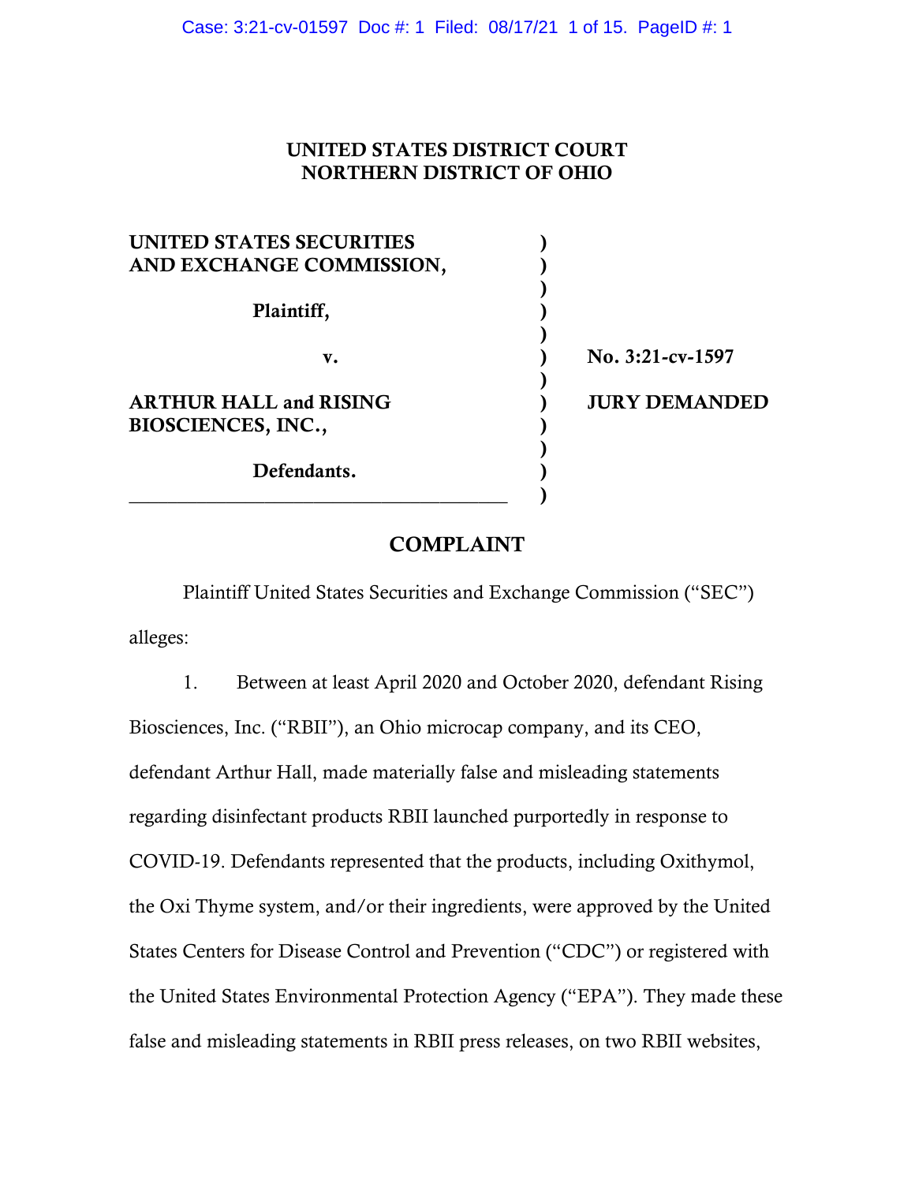**UNITED STATES DISTRICT COURT**
**NORTHERN DISTRICT OF OHIO**

| | | |
|---|---|---|
| **UNITED STATES SECURITIES AND EXCHANGE COMMISSION,** | ) | |
| **Plaintiff,** | ) | |
| **v.** | ) | **No. 3:21-cv-1597** |
| **ARTHUR HALL and RISING BIOSCIENCES, INC.,** | ) | **JURY DEMANDED** |
| **Defendants.** | ) | |

## COMPLAINT

Plaintiff United States Securities and Exchange Commission ("SEC") alleges:

1. Between at least April 2020 and October 2020, defendant Rising Biosciences, Inc. ("RBII"), an Ohio microcap company, and its CEO, defendant Arthur Hall, made materially false and misleading statements regarding disinfectant products RBII launched purportedly in response to COVID-19. Defendants represented that the products, including Oxithymol, the Oxi Thyme system, and/or their ingredients, were approved by the United States Centers for Disease Control and Prevention ("CDC") or registered with the United States Environmental Protection Agency ("EPA"). They made these false and misleading statements in RBII press releases, on two RBII websites,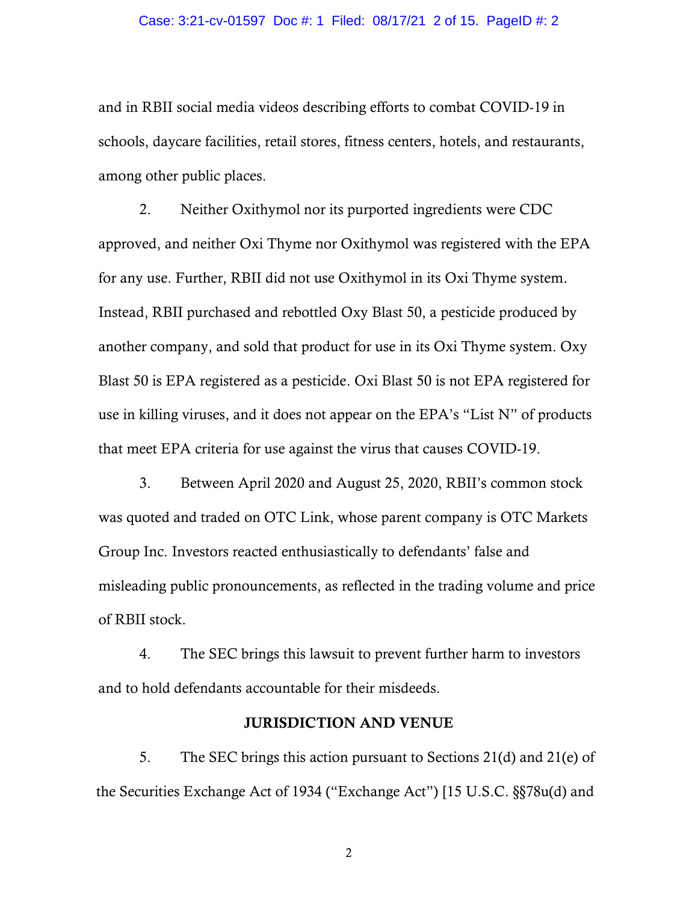and in RBII social media videos describing efforts to combat COVID-19 in schools, daycare facilities, retail stores, fitness centers, hotels, and restaurants, among other public places.

2. Neither Oxithymol nor its purported ingredients were CDC approved, and neither Oxi Thyme nor Oxithymol was registered with the EPA for any use. Further, RBII did not use Oxithymol in its Oxi Thyme system. Instead, RBII purchased and rebottled Oxy Blast 50, a pesticide produced by another company, and sold that product for use in its Oxi Thyme system. Oxy Blast 50 is EPA registered as a pesticide. Oxi Blast 50 is not EPA registered for use in killing viruses, and it does not appear on the EPA's "List N" of products that meet EPA criteria for use against the virus that causes COVID-19.

3. Between April 2020 and August 25, 2020, RBII's common stock was quoted and traded on OTC Link, whose parent company is OTC Markets Group Inc. Investors reacted enthusiastically to defendants' false and misleading public pronouncements, as reflected in the trading volume and price of RBII stock.

4. The SEC brings this lawsuit to prevent further harm to investors and to hold defendants accountable for their misdeeds.

## JURISDICTION AND VENUE

5. The SEC brings this action pursuant to Sections 21(d) and 21(e) of the Securities Exchange Act of 1934 ("Exchange Act") [15 U.S.C. §§78u(d) and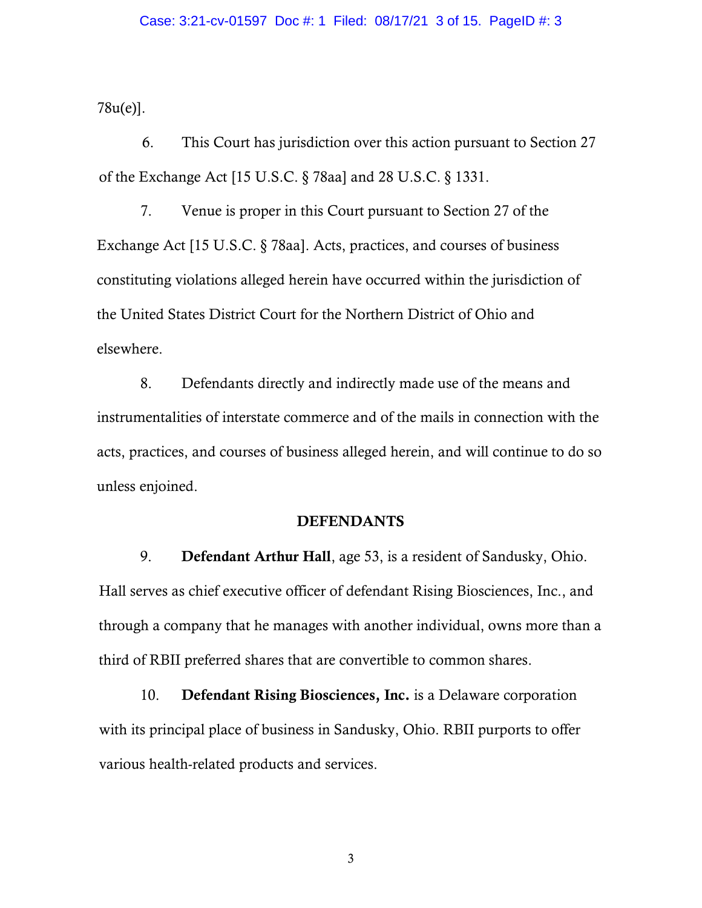78u(e)].

6. This Court has jurisdiction over this action pursuant to Section 27 of the Exchange Act [15 U.S.C. § 78aa] and 28 U.S.C. § 1331.

7. Venue is proper in this Court pursuant to Section 27 of the Exchange Act [15 U.S.C. § 78aa]. Acts, practices, and courses of business constituting violations alleged herein have occurred within the jurisdiction of the United States District Court for the Northern District of Ohio and elsewhere.

8. Defendants directly and indirectly made use of the means and instrumentalities of interstate commerce and of the mails in connection with the acts, practices, and courses of business alleged herein, and will continue to do so unless enjoined.

## DEFENDANTS

9. **Defendant Arthur Hall**, age 53, is a resident of Sandusky, Ohio. Hall serves as chief executive officer of defendant Rising Biosciences, Inc., and through a company that he manages with another individual, owns more than a third of RBII preferred shares that are convertible to common shares.

10. **Defendant Rising Biosciences, Inc.** is a Delaware corporation with its principal place of business in Sandusky, Ohio. RBII purports to offer various health-related products and services.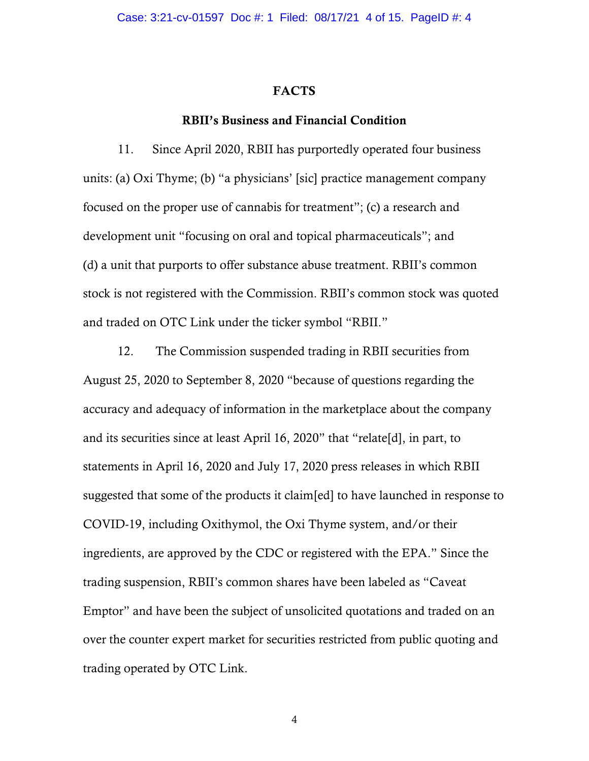## FACTS

### RBII's Business and Financial Condition

11. Since April 2020, RBII has purportedly operated four business units: (a) Oxi Thyme; (b) "a physicians' [sic] practice management company focused on the proper use of cannabis for treatment"; (c) a research and development unit "focusing on oral and topical pharmaceuticals"; and (d) a unit that purports to offer substance abuse treatment. RBII's common stock is not registered with the Commission. RBII's common stock was quoted and traded on OTC Link under the ticker symbol "RBII."

12. The Commission suspended trading in RBII securities from August 25, 2020 to September 8, 2020 "because of questions regarding the accuracy and adequacy of information in the marketplace about the company and its securities since at least April 16, 2020" that "relate[d], in part, to statements in April 16, 2020 and July 17, 2020 press releases in which RBII suggested that some of the products it claim[ed] to have launched in response to COVID-19, including Oxithymol, the Oxi Thyme system, and/or their ingredients, are approved by the CDC or registered with the EPA." Since the trading suspension, RBII's common shares have been labeled as "Caveat Emptor" and have been the subject of unsolicited quotations and traded on an over the counter expert market for securities restricted from public quoting and trading operated by OTC Link.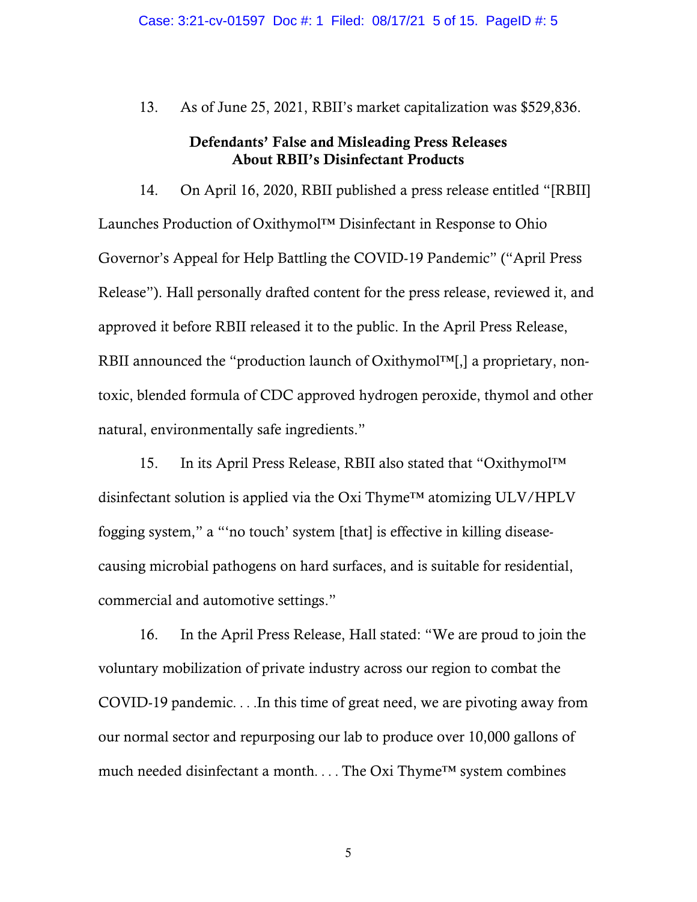13. As of June 25, 2021, RBII's market capitalization was $529,836.

**Defendants' False and Misleading Press Releases About RBII's Disinfectant Products**

14. On April 16, 2020, RBII published a press release entitled "[RBII] Launches Production of Oxithymol™ Disinfectant in Response to Ohio Governor's Appeal for Help Battling the COVID-19 Pandemic" ("April Press Release"). Hall personally drafted content for the press release, reviewed it, and approved it before RBII released it to the public. In the April Press Release, RBII announced the "production launch of Oxithymol™[,] a proprietary, non-toxic, blended formula of CDC approved hydrogen peroxide, thymol and other natural, environmentally safe ingredients."

15. In its April Press Release, RBII also stated that "Oxithymol™ disinfectant solution is applied via the Oxi Thyme™ atomizing ULV/HPLV fogging system," a "'no touch' system [that] is effective in killing disease-causing microbial pathogens on hard surfaces, and is suitable for residential, commercial and automotive settings."

16. In the April Press Release, Hall stated: "We are proud to join the voluntary mobilization of private industry across our region to combat the COVID-19 pandemic. . . .In this time of great need, we are pivoting away from our normal sector and repurposing our lab to produce over 10,000 gallons of much needed disinfectant a month. . . . The Oxi Thyme™ system combines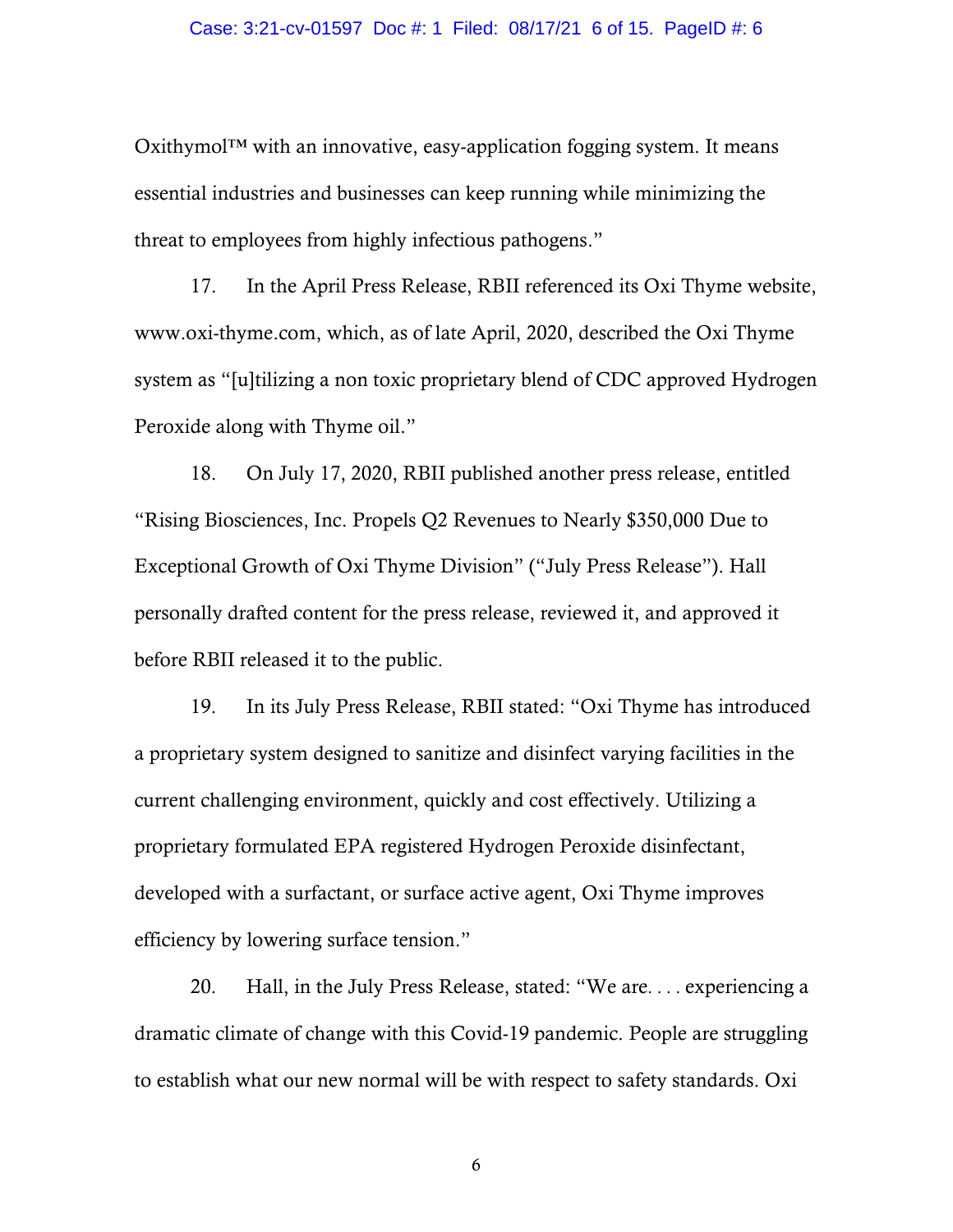Oxithymol™ with an innovative, easy-application fogging system. It means essential industries and businesses can keep running while minimizing the threat to employees from highly infectious pathogens."

17. In the April Press Release, RBII referenced its Oxi Thyme website, www.oxi-thyme.com, which, as of late April, 2020, described the Oxi Thyme system as "[u]tilizing a non toxic proprietary blend of CDC approved Hydrogen Peroxide along with Thyme oil."

18. On July 17, 2020, RBII published another press release, entitled "Rising Biosciences, Inc. Propels Q2 Revenues to Nearly $350,000 Due to Exceptional Growth of Oxi Thyme Division" ("July Press Release"). Hall personally drafted content for the press release, reviewed it, and approved it before RBII released it to the public.

19. In its July Press Release, RBII stated: "Oxi Thyme has introduced a proprietary system designed to sanitize and disinfect varying facilities in the current challenging environment, quickly and cost effectively. Utilizing a proprietary formulated EPA registered Hydrogen Peroxide disinfectant, developed with a surfactant, or surface active agent, Oxi Thyme improves efficiency by lowering surface tension."

20. Hall, in the July Press Release, stated: "We are. . . . experiencing a dramatic climate of change with this Covid-19 pandemic. People are struggling to establish what our new normal will be with respect to safety standards. Oxi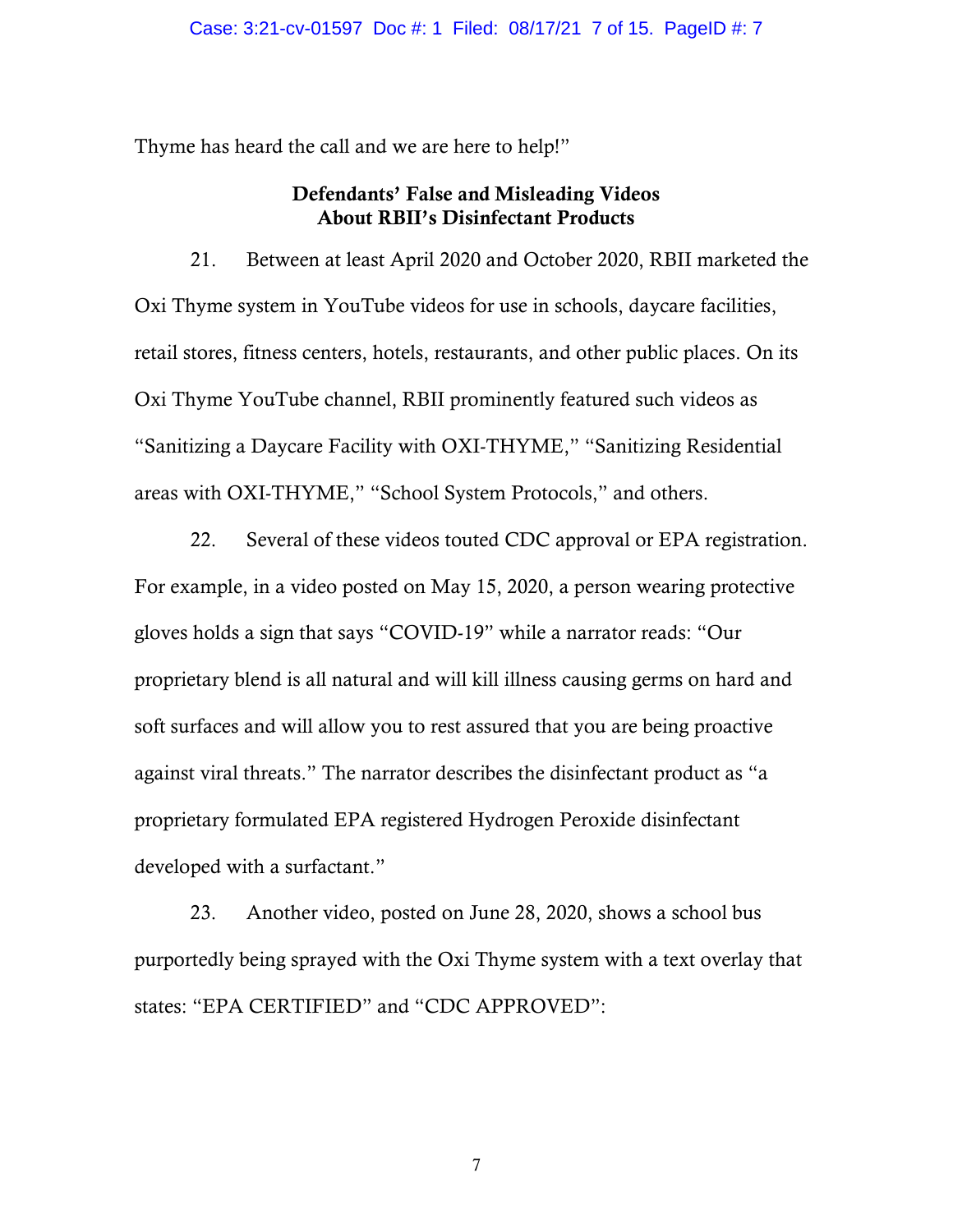Thyme has heard the call and we are here to help!"

### Defendants' False and Misleading Videos About RBII's Disinfectant Products

21. Between at least April 2020 and October 2020, RBII marketed the Oxi Thyme system in YouTube videos for use in schools, daycare facilities, retail stores, fitness centers, hotels, restaurants, and other public places. On its Oxi Thyme YouTube channel, RBII prominently featured such videos as "Sanitizing a Daycare Facility with OXI-THYME," "Sanitizing Residential areas with OXI-THYME," "School System Protocols," and others.

22. Several of these videos touted CDC approval or EPA registration. For example, in a video posted on May 15, 2020, a person wearing protective gloves holds a sign that says "COVID-19" while a narrator reads: "Our proprietary blend is all natural and will kill illness causing germs on hard and soft surfaces and will allow you to rest assured that you are being proactive against viral threats." The narrator describes the disinfectant product as "a proprietary formulated EPA registered Hydrogen Peroxide disinfectant developed with a surfactant."

23. Another video, posted on June 28, 2020, shows a school bus purportedly being sprayed with the Oxi Thyme system with a text overlay that states: "EPA CERTIFIED" and "CDC APPROVED":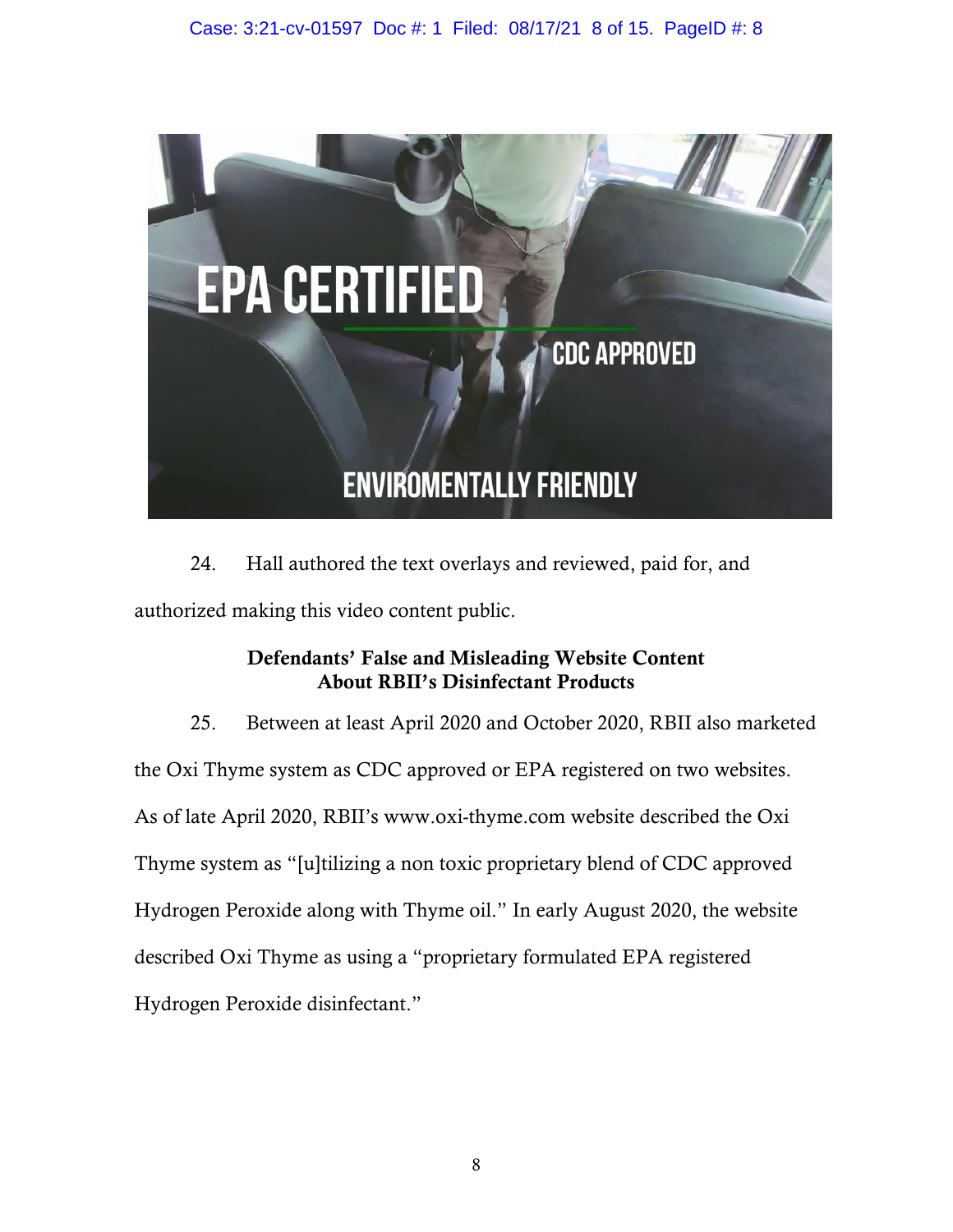24. Hall authored the text overlays and reviewed, paid for, and authorized making this video content public.

**Defendants' False and Misleading Website Content About RBII's Disinfectant Products**

25. Between at least April 2020 and October 2020, RBII also marketed the Oxi Thyme system as CDC approved or EPA registered on two websites. As of late April 2020, RBII's www.oxi-thyme.com website described the Oxi Thyme system as "[u]tilizing a non toxic proprietary blend of CDC approved Hydrogen Peroxide along with Thyme oil." In early August 2020, the website described Oxi Thyme as using a "proprietary formulated EPA registered Hydrogen Peroxide disinfectant."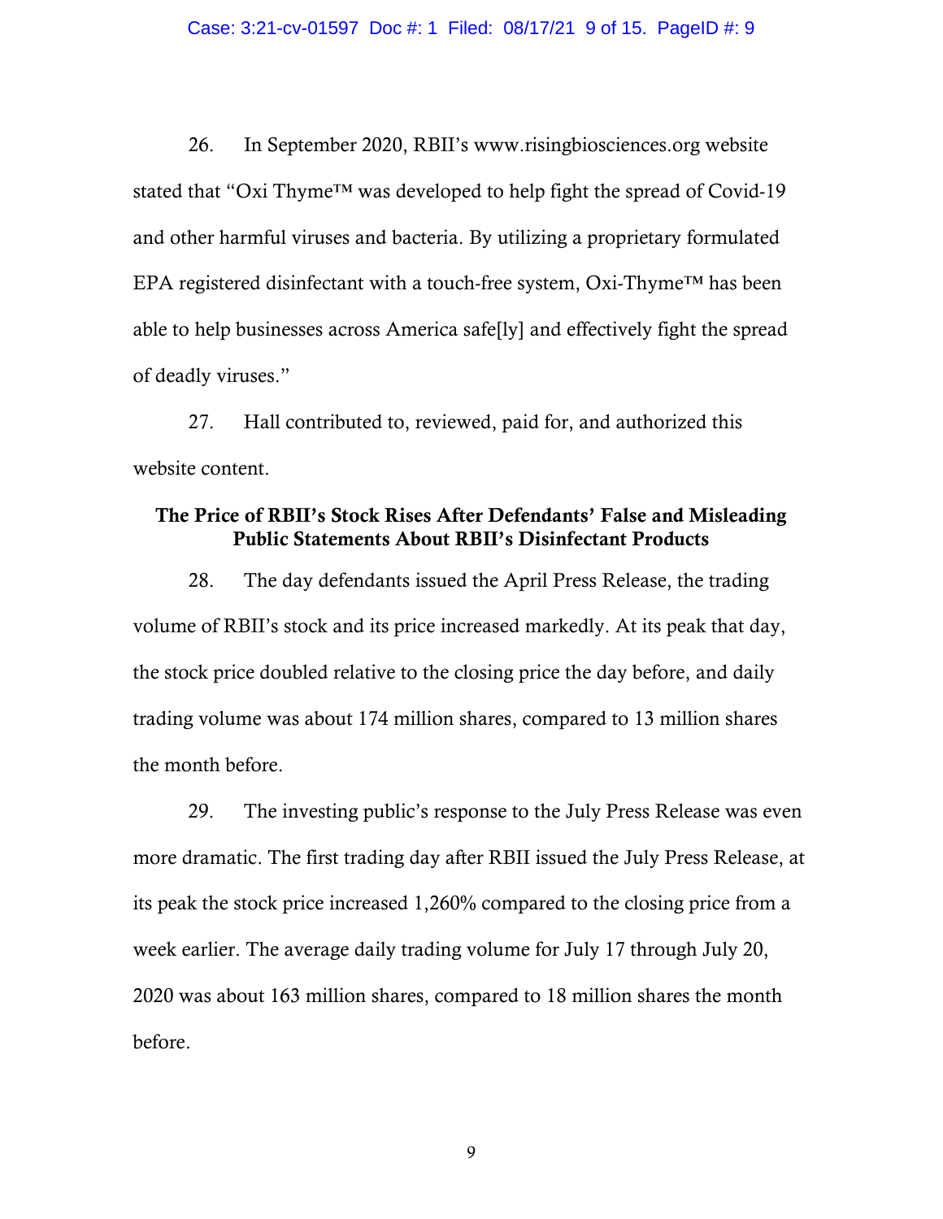26. In September 2020, RBII's www.risingbiosciences.org website stated that "Oxi Thyme™ was developed to help fight the spread of Covid-19 and other harmful viruses and bacteria. By utilizing a proprietary formulated EPA registered disinfectant with a touch-free system, Oxi-Thyme™ has been able to help businesses across America safe[ly] and effectively fight the spread of deadly viruses."

27. Hall contributed to, reviewed, paid for, and authorized this website content.

### The Price of RBII's Stock Rises After Defendants' False and Misleading Public Statements About RBII's Disinfectant Products

28. The day defendants issued the April Press Release, the trading volume of RBII's stock and its price increased markedly. At its peak that day, the stock price doubled relative to the closing price the day before, and daily trading volume was about 174 million shares, compared to 13 million shares the month before.

29. The investing public's response to the July Press Release was even more dramatic. The first trading day after RBII issued the July Press Release, at its peak the stock price increased 1,260% compared to the closing price from a week earlier. The average daily trading volume for July 17 through July 20, 2020 was about 163 million shares, compared to 18 million shares the month before.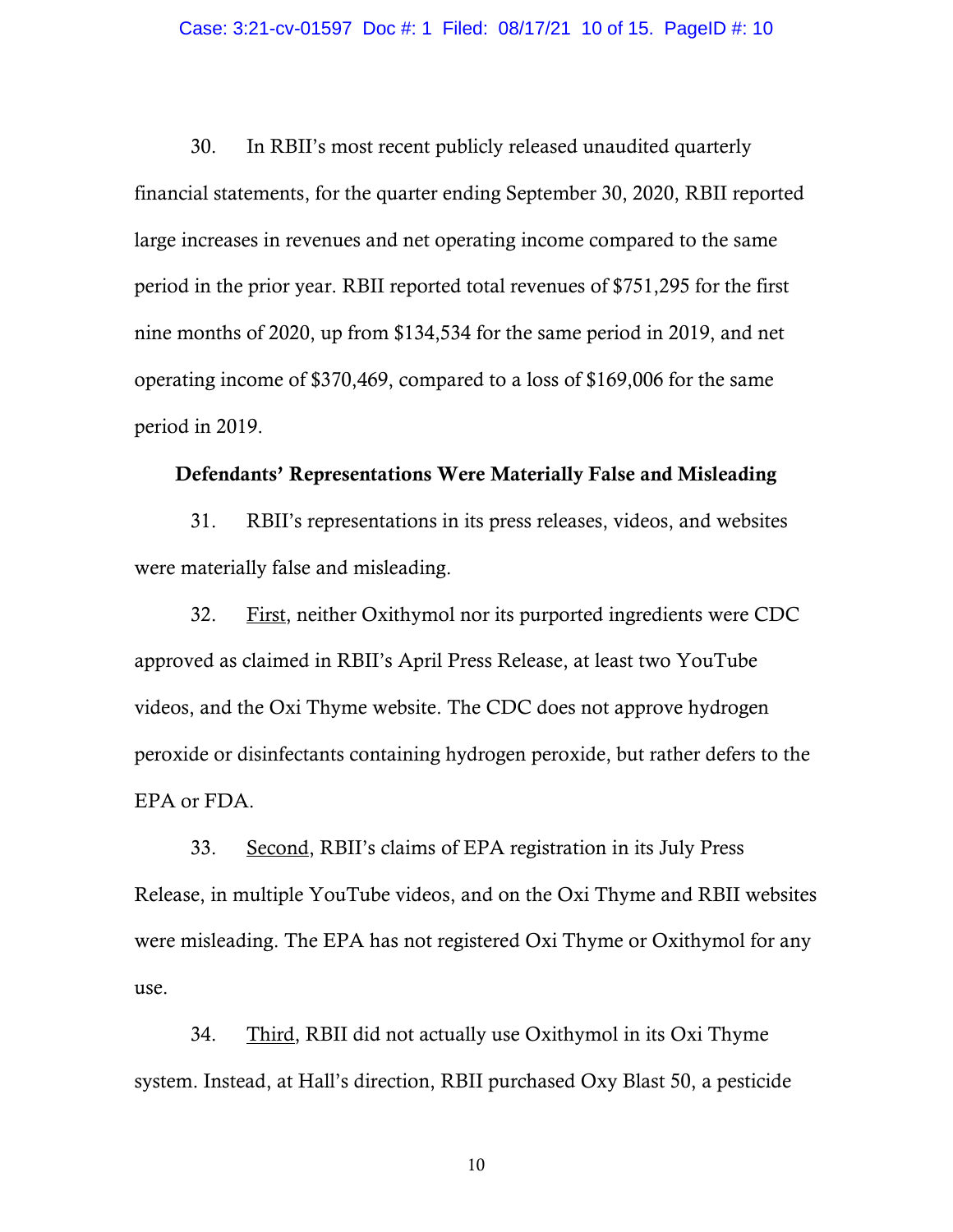30. In RBII's most recent publicly released unaudited quarterly financial statements, for the quarter ending September 30, 2020, RBII reported large increases in revenues and net operating income compared to the same period in the prior year. RBII reported total revenues of $751,295 for the first nine months of 2020, up from $134,534 for the same period in 2019, and net operating income of $370,469, compared to a loss of $169,006 for the same period in 2019.

**Defendants' Representations Were Materially False and Misleading**

31. RBII's representations in its press releases, videos, and websites were materially false and misleading.

32. First, neither Oxithymol nor its purported ingredients were CDC approved as claimed in RBII's April Press Release, at least two YouTube videos, and the Oxi Thyme website. The CDC does not approve hydrogen peroxide or disinfectants containing hydrogen peroxide, but rather defers to the EPA or FDA.

33. Second, RBII's claims of EPA registration in its July Press Release, in multiple YouTube videos, and on the Oxi Thyme and RBII websites were misleading. The EPA has not registered Oxi Thyme or Oxithymol for any use.

34. Third, RBII did not actually use Oxithymol in its Oxi Thyme system. Instead, at Hall's direction, RBII purchased Oxy Blast 50, a pesticide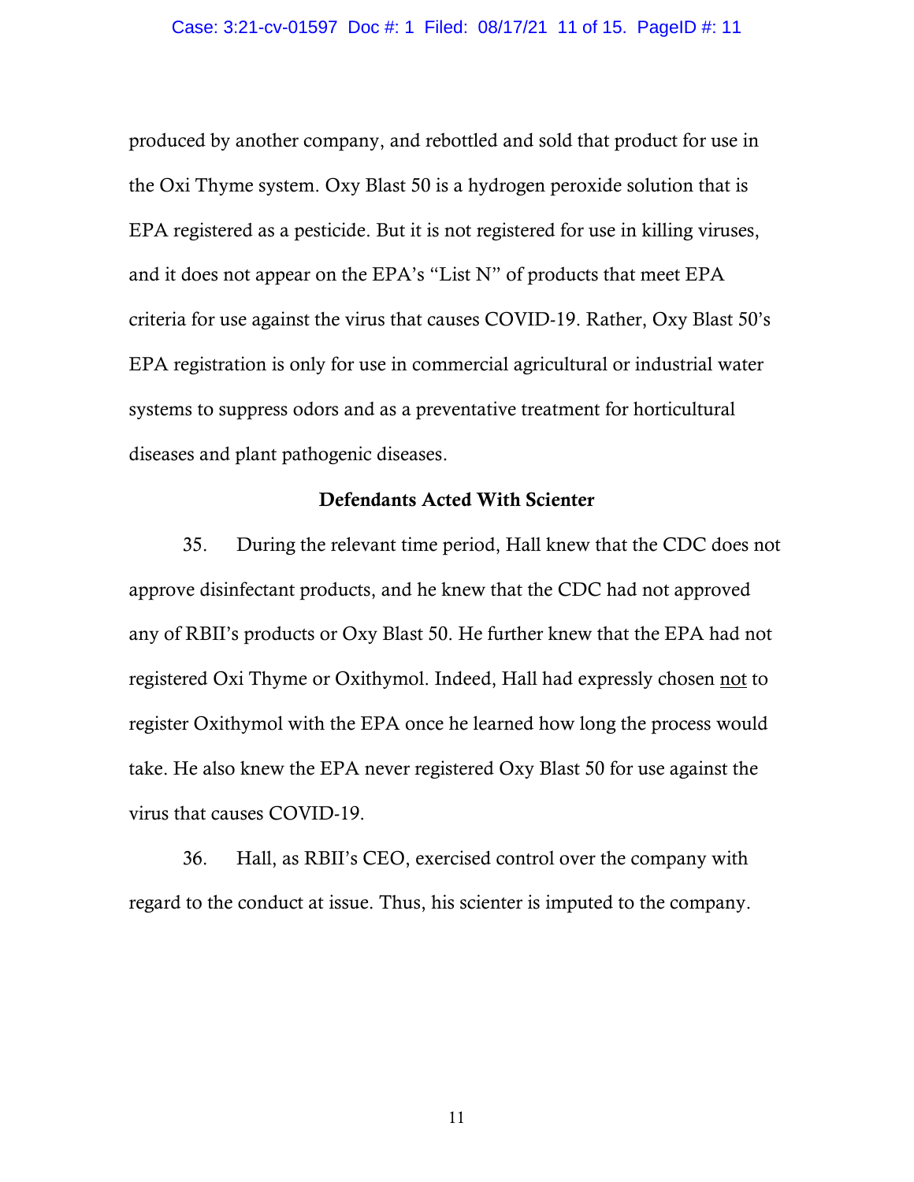produced by another company, and rebottled and sold that product for use in the Oxi Thyme system. Oxy Blast 50 is a hydrogen peroxide solution that is EPA registered as a pesticide. But it is not registered for use in killing viruses, and it does not appear on the EPA's "List N" of products that meet EPA criteria for use against the virus that causes COVID-19. Rather, Oxy Blast 50's EPA registration is only for use in commercial agricultural or industrial water systems to suppress odors and as a preventative treatment for horticultural diseases and plant pathogenic diseases.

### Defendants Acted With Scienter

35. During the relevant time period, Hall knew that the CDC does not approve disinfectant products, and he knew that the CDC had not approved any of RBII's products or Oxy Blast 50. He further knew that the EPA had not registered Oxi Thyme or Oxithymol. Indeed, Hall had expressly chosen <u>not</u> to register Oxithymol with the EPA once he learned how long the process would take. He also knew the EPA never registered Oxy Blast 50 for use against the virus that causes COVID-19.

36. Hall, as RBII's CEO, exercised control over the company with regard to the conduct at issue. Thus, his scienter is imputed to the company.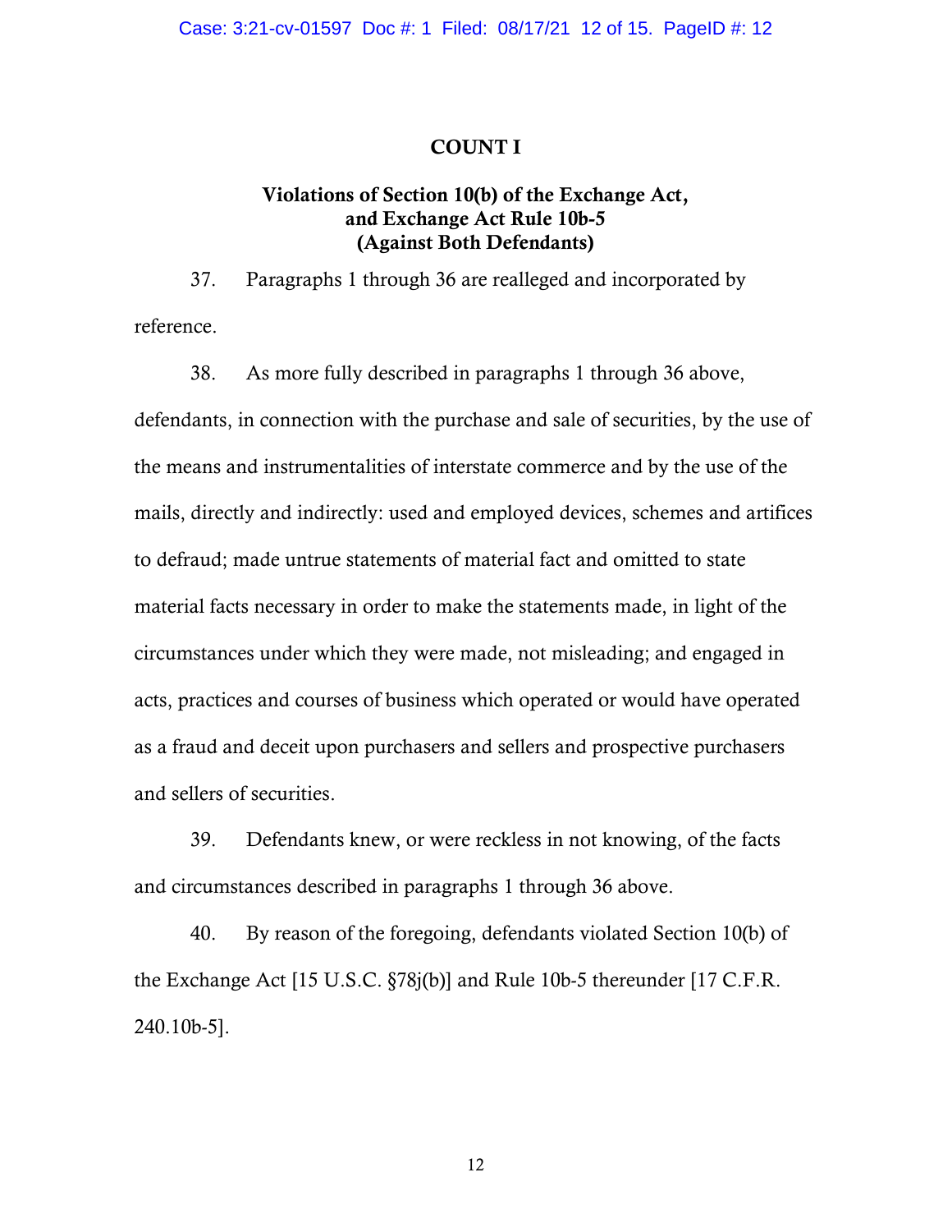## COUNT I

### Violations of Section 10(b) of the Exchange Act, and Exchange Act Rule 10b-5 (Against Both Defendants)

37. Paragraphs 1 through 36 are realleged and incorporated by reference.

38. As more fully described in paragraphs 1 through 36 above, defendants, in connection with the purchase and sale of securities, by the use of the means and instrumentalities of interstate commerce and by the use of the mails, directly and indirectly: used and employed devices, schemes and artifices to defraud; made untrue statements of material fact and omitted to state material facts necessary in order to make the statements made, in light of the circumstances under which they were made, not misleading; and engaged in acts, practices and courses of business which operated or would have operated as a fraud and deceit upon purchasers and sellers and prospective purchasers and sellers of securities.

39. Defendants knew, or were reckless in not knowing, of the facts and circumstances described in paragraphs 1 through 36 above.

40. By reason of the foregoing, defendants violated Section 10(b) of the Exchange Act [15 U.S.C. §78j(b)] and Rule 10b-5 thereunder [17 C.F.R. 240.10b-5].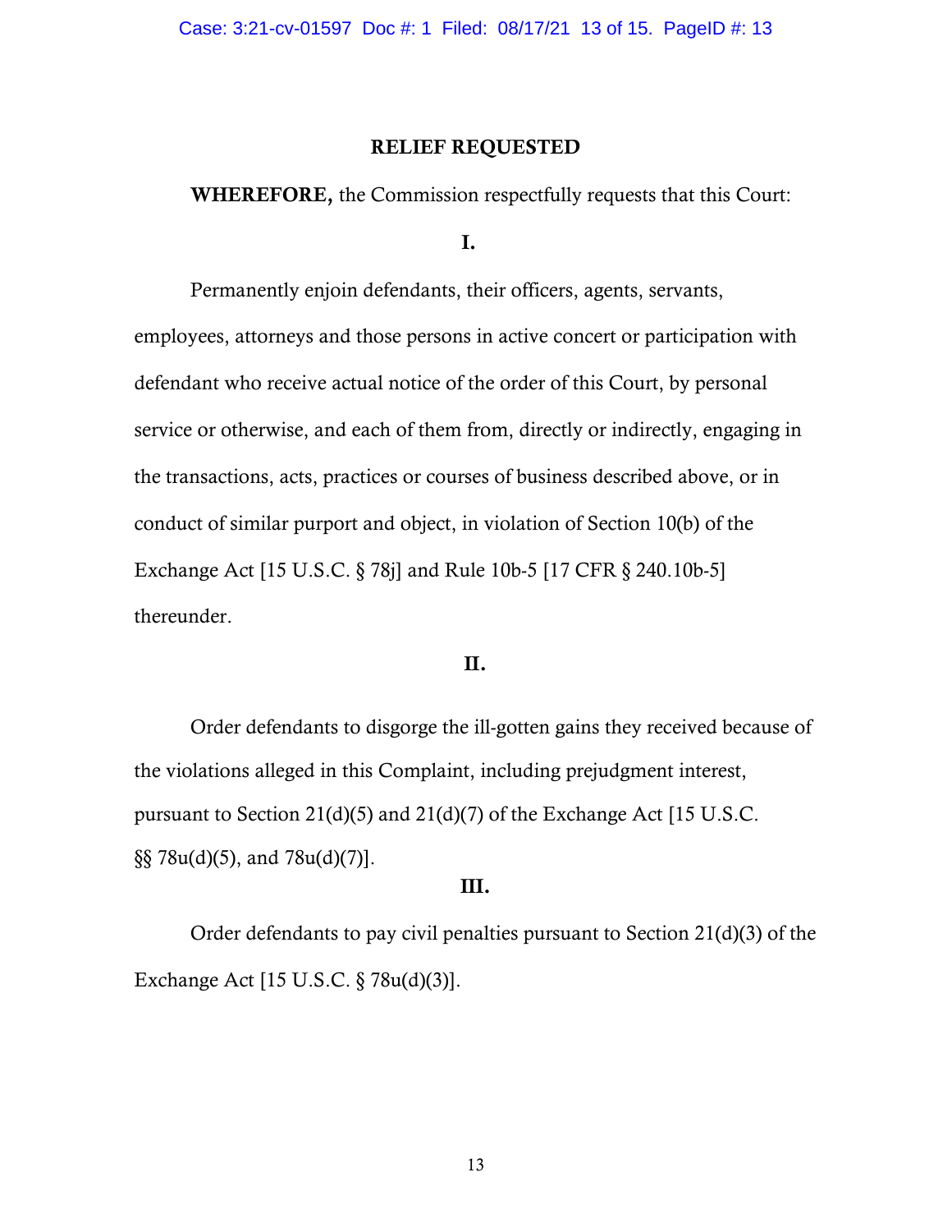## RELIEF REQUESTED

**WHEREFORE,** the Commission respectfully requests that this Court:

**I.**

Permanently enjoin defendants, their officers, agents, servants, employees, attorneys and those persons in active concert or participation with defendant who receive actual notice of the order of this Court, by personal service or otherwise, and each of them from, directly or indirectly, engaging in the transactions, acts, practices or courses of business described above, or in conduct of similar purport and object, in violation of Section 10(b) of the Exchange Act [15 U.S.C. § 78j] and Rule 10b-5 [17 CFR § 240.10b-5] thereunder.

**II.**

Order defendants to disgorge the ill-gotten gains they received because of the violations alleged in this Complaint, including prejudgment interest, pursuant to Section 21(d)(5) and 21(d)(7) of the Exchange Act [15 U.S.C. §§ 78u(d)(5), and 78u(d)(7)].

**III.**

Order defendants to pay civil penalties pursuant to Section 21(d)(3) of the Exchange Act [15 U.S.C. § 78u(d)(3)].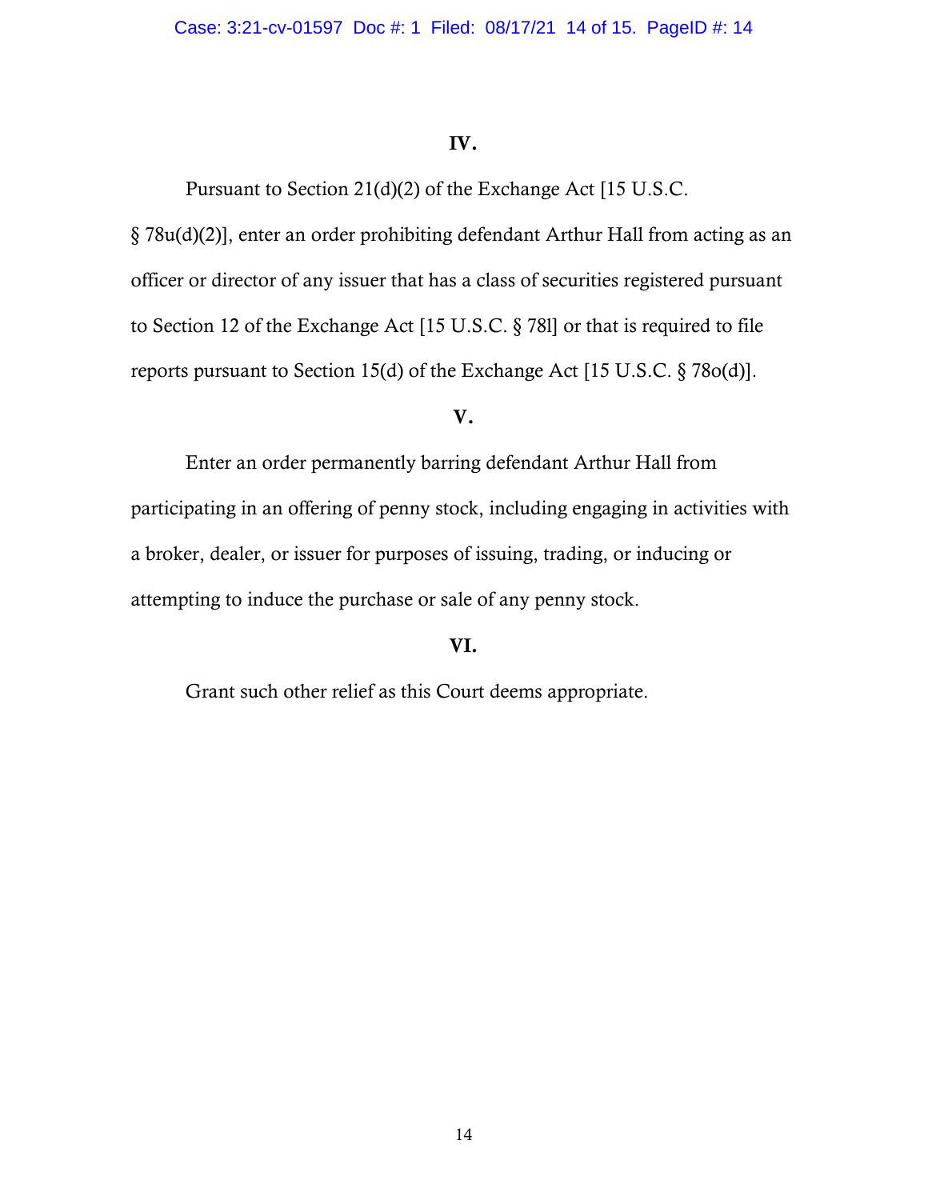**IV.**

Pursuant to Section 21(d)(2) of the Exchange Act [15 U.S.C. § 78u(d)(2)], enter an order prohibiting defendant Arthur Hall from acting as an officer or director of any issuer that has a class of securities registered pursuant to Section 12 of the Exchange Act [15 U.S.C. § 78l] or that is required to file reports pursuant to Section 15(d) of the Exchange Act [15 U.S.C. § 78o(d)].

**V.**

Enter an order permanently barring defendant Arthur Hall from participating in an offering of penny stock, including engaging in activities with a broker, dealer, or issuer for purposes of issuing, trading, or inducing or attempting to induce the purchase or sale of any penny stock.

**VI.**

Grant such other relief as this Court deems appropriate.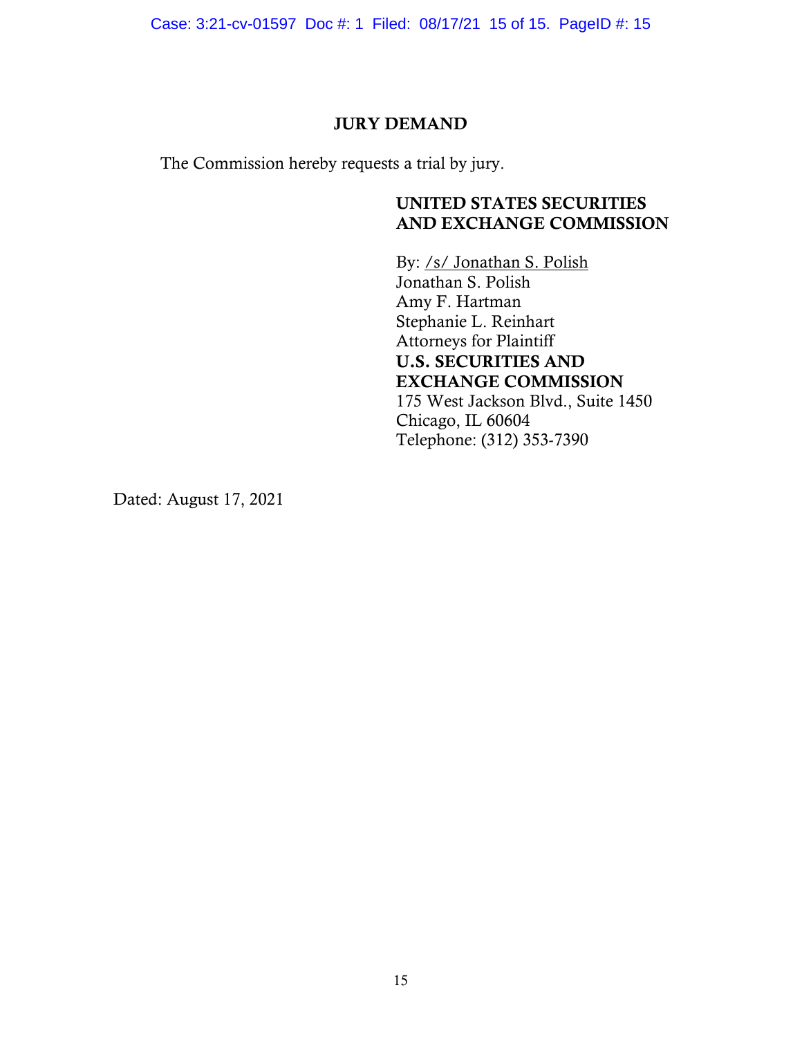## JURY DEMAND

The Commission hereby requests a trial by jury.

**UNITED STATES SECURITIES AND EXCHANGE COMMISSION**

By: /s/ Jonathan S. Polish
Jonathan S. Polish
Amy F. Hartman
Stephanie L. Reinhart
Attorneys for Plaintiff
**U.S. SECURITIES AND EXCHANGE COMMISSION**
175 West Jackson Blvd., Suite 1450
Chicago, IL 60604
Telephone: (312) 353-7390

Dated: August 17, 2021